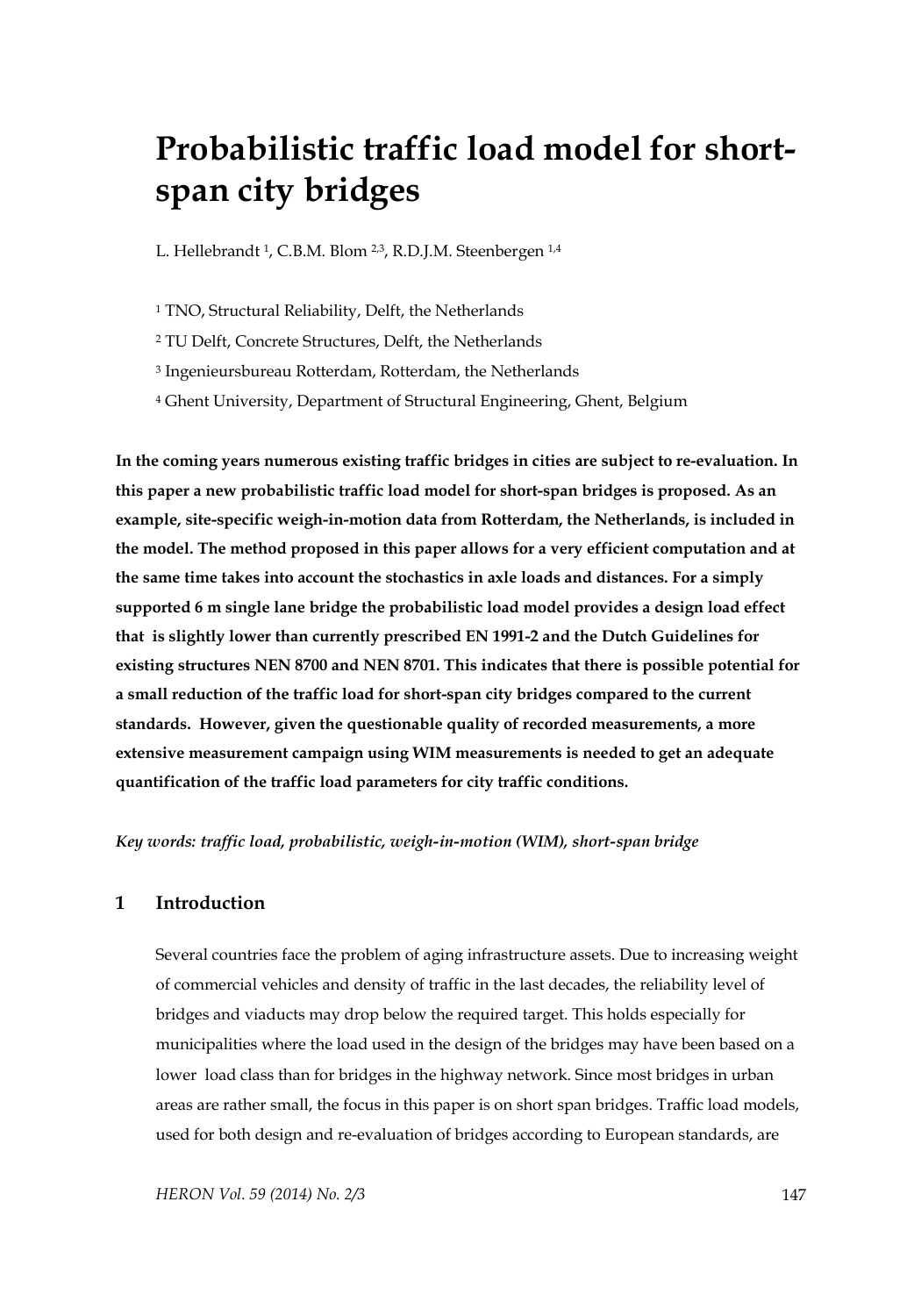# Probabilistic traffic load model for short-span city bridges

L. Hellebrandt [1], C.B.M. Blom [2,3], R.D.J.M. Steenbergen [1,4]

[1] TNO, Structural Reliability, Delft, the Netherlands

[2] TU Delft, Concrete Structures, Delft, the Netherlands

[3] Ingenieursbureau Rotterdam, Rotterdam, the Netherlands

[4] Ghent University, Department of Structural Engineering, Ghent, Belgium

**In the coming years numerous existing traffic bridges in cities are subject to re-evaluation. In this paper a new probabilistic traffic load model for short-span bridges is proposed. As an example, site-specific weigh-in-motion data from Rotterdam, the Netherlands, is included in the model. The method proposed in this paper allows for a very efficient computation and at the same time takes into account the stochastics in axle loads and distances. For a simply supported 6 m single lane bridge the probabilistic load model provides a design load effect that is slightly lower than currently prescribed EN 1991-2 and the Dutch Guidelines for existing structures NEN 8700 and NEN 8701. This indicates that there is possible potential for a small reduction of the traffic load for short-span city bridges compared to the current standards. However, given the questionable quality of recorded measurements, a more extensive measurement campaign using WIM measurements is needed to get an adequate quantification of the traffic load parameters for city traffic conditions.**

***Key words: traffic load, probabilistic, weigh-in-motion (WIM), short-span bridge***

## 1 Introduction

Several countries face the problem of aging infrastructure assets. Due to increasing weight of commercial vehicles and density of traffic in the last decades, the reliability level of bridges and viaducts may drop below the required target. This holds especially for municipalities where the load used in the design of the bridges may have been based on a lower load class than for bridges in the highway network. Since most bridges in urban areas are rather small, the focus in this paper is on short span bridges. Traffic load models, used for both design and re-evaluation of bridges according to European standards, are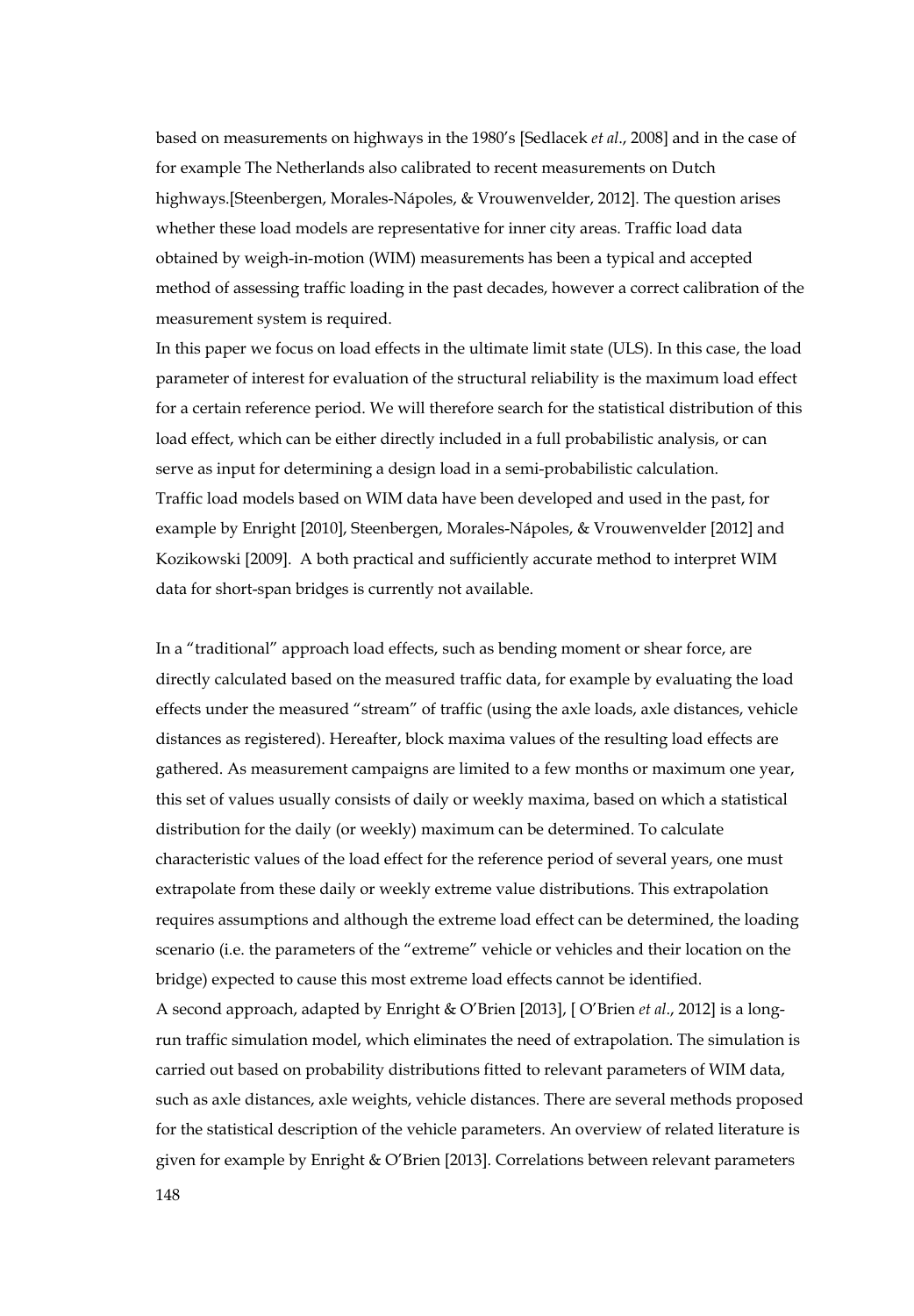based on measurements on highways in the 1980's [Sedlacek *et al*., 2008] and in the case of for example The Netherlands also calibrated to recent measurements on Dutch highways.[Steenbergen, Morales-Nápoles, & Vrouwenvelder, 2012]. The question arises whether these load models are representative for inner city areas. Traffic load data obtained by weigh-in-motion (WIM) measurements has been a typical and accepted method of assessing traffic loading in the past decades, however a correct calibration of the measurement system is required.

In this paper we focus on load effects in the ultimate limit state (ULS). In this case, the load parameter of interest for evaluation of the structural reliability is the maximum load effect for a certain reference period. We will therefore search for the statistical distribution of this load effect, which can be either directly included in a full probabilistic analysis, or can serve as input for determining a design load in a semi-probabilistic calculation.

Traffic load models based on WIM data have been developed and used in the past, for example by Enright [2010], Steenbergen, Morales-Nápoles, & Vrouwenvelder [2012] and Kozikowski [2009]. A both practical and sufficiently accurate method to interpret WIM data for short-span bridges is currently not available.

In a "traditional" approach load effects, such as bending moment or shear force, are directly calculated based on the measured traffic data, for example by evaluating the load effects under the measured "stream" of traffic (using the axle loads, axle distances, vehicle distances as registered). Hereafter, block maxima values of the resulting load effects are gathered. As measurement campaigns are limited to a few months or maximum one year, this set of values usually consists of daily or weekly maxima, based on which a statistical distribution for the daily (or weekly) maximum can be determined. To calculate characteristic values of the load effect for the reference period of several years, one must extrapolate from these daily or weekly extreme value distributions. This extrapolation requires assumptions and although the extreme load effect can be determined, the loading scenario (i.e. the parameters of the "extreme" vehicle or vehicles and their location on the bridge) expected to cause this most extreme load effects cannot be identified.

A second approach, adapted by Enright & O'Brien [2013], [ O'Brien *et al*., 2012] is a long-run traffic simulation model, which eliminates the need of extrapolation. The simulation is carried out based on probability distributions fitted to relevant parameters of WIM data, such as axle distances, axle weights, vehicle distances. There are several methods proposed for the statistical description of the vehicle parameters. An overview of related literature is given for example by Enright & O'Brien [2013]. Correlations between relevant parameters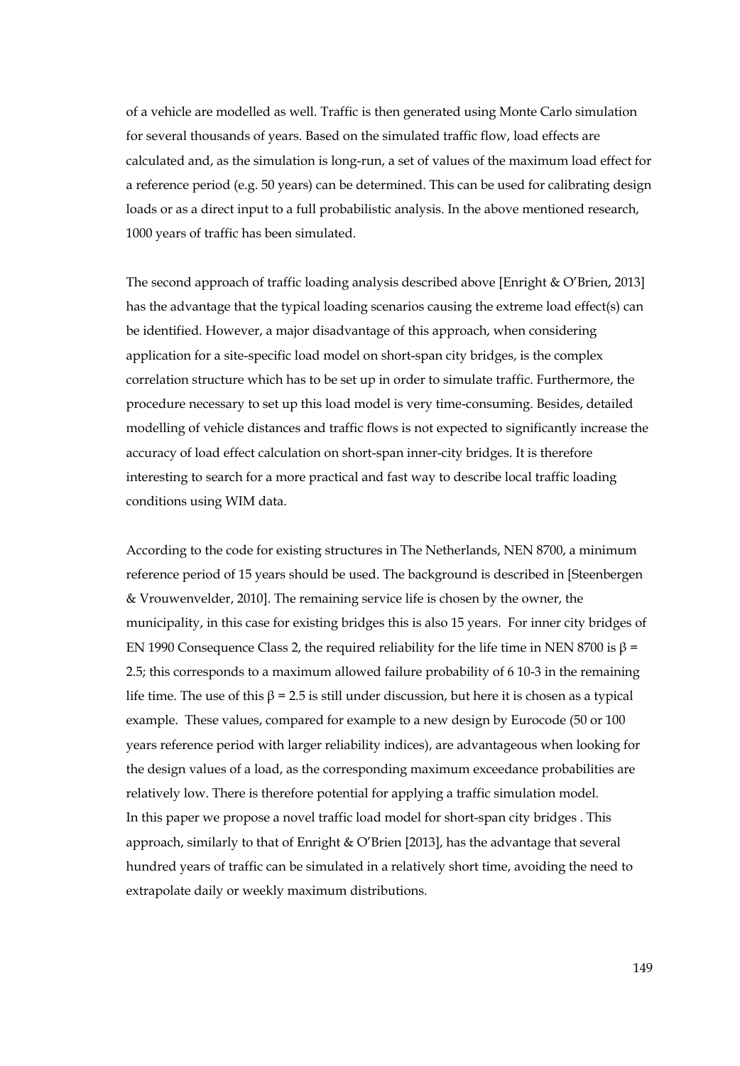of a vehicle are modelled as well. Traffic is then generated using Monte Carlo simulation for several thousands of years. Based on the simulated traffic flow, load effects are calculated and, as the simulation is long-run, a set of values of the maximum load effect for a reference period (e.g. 50 years) can be determined. This can be used for calibrating design loads or as a direct input to a full probabilistic analysis. In the above mentioned research, 1000 years of traffic has been simulated.

The second approach of traffic loading analysis described above [Enright & O'Brien, 2013] has the advantage that the typical loading scenarios causing the extreme load effect(s) can be identified. However, a major disadvantage of this approach, when considering application for a site-specific load model on short-span city bridges, is the complex correlation structure which has to be set up in order to simulate traffic. Furthermore, the procedure necessary to set up this load model is very time-consuming. Besides, detailed modelling of vehicle distances and traffic flows is not expected to significantly increase the accuracy of load effect calculation on short-span inner-city bridges. It is therefore interesting to search for a more practical and fast way to describe local traffic loading conditions using WIM data.

According to the code for existing structures in The Netherlands, NEN 8700, a minimum reference period of 15 years should be used. The background is described in [Steenbergen & Vrouwenvelder, 2010]. The remaining service life is chosen by the owner, the municipality, in this case for existing bridges this is also 15 years. For inner city bridges of EN 1990 Consequence Class 2, the required reliability for the life time in NEN 8700 is $\beta = 2.5$; this corresponds to a maximum allowed failure probability of $6\ 10^{-3}$ in the remaining life time. The use of this $\beta = 2.5$ is still under discussion, but here it is chosen as a typical example. These values, compared for example to a new design by Eurocode (50 or 100 years reference period with larger reliability indices), are advantageous when looking for the design values of a load, as the corresponding maximum exceedance probabilities are relatively low. There is therefore potential for applying a traffic simulation model.
In this paper we propose a novel traffic load model for short-span city bridges . This approach, similarly to that of Enright & O'Brien [2013], has the advantage that several hundred years of traffic can be simulated in a relatively short time, avoiding the need to extrapolate daily or weekly maximum distributions.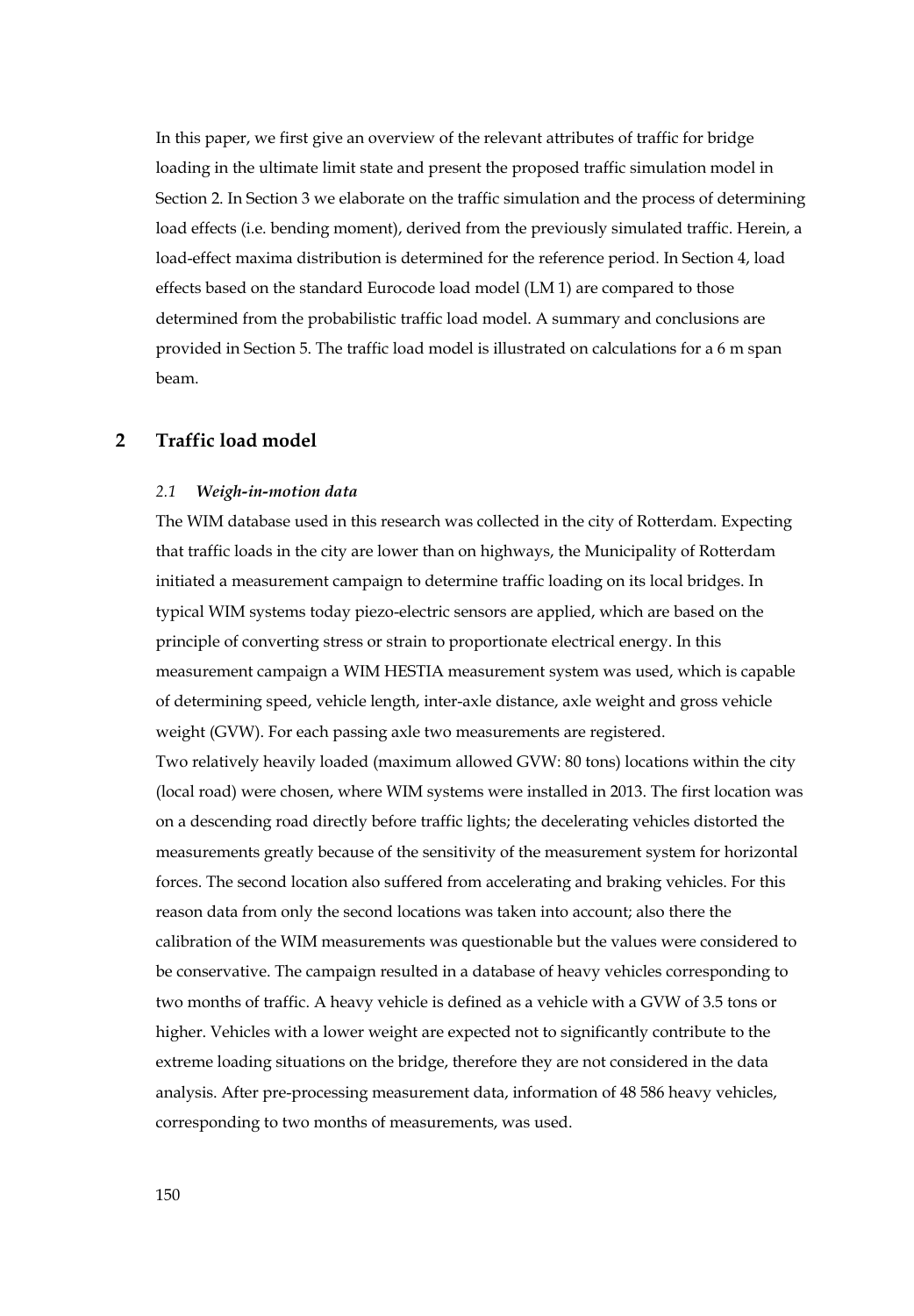In this paper, we first give an overview of the relevant attributes of traffic for bridge loading in the ultimate limit state and present the proposed traffic simulation model in Section 2. In Section 3 we elaborate on the traffic simulation and the process of determining load effects (i.e. bending moment), derived from the previously simulated traffic. Herein, a load-effect maxima distribution is determined for the reference period. In Section 4, load effects based on the standard Eurocode load model (LM 1) are compared to those determined from the probabilistic traffic load model. A summary and conclusions are provided in Section 5. The traffic load model is illustrated on calculations for a 6 m span beam.

## 2 Traffic load model

### *2.1 Weigh-in-motion data*

The WIM database used in this research was collected in the city of Rotterdam. Expecting that traffic loads in the city are lower than on highways, the Municipality of Rotterdam initiated a measurement campaign to determine traffic loading on its local bridges. In typical WIM systems today piezo-electric sensors are applied, which are based on the principle of converting stress or strain to proportionate electrical energy. In this measurement campaign a WIM HESTIA measurement system was used, which is capable of determining speed, vehicle length, inter-axle distance, axle weight and gross vehicle weight (GVW). For each passing axle two measurements are registered.

Two relatively heavily loaded (maximum allowed GVW: 80 tons) locations within the city (local road) were chosen, where WIM systems were installed in 2013. The first location was on a descending road directly before traffic lights; the decelerating vehicles distorted the measurements greatly because of the sensitivity of the measurement system for horizontal forces. The second location also suffered from accelerating and braking vehicles. For this reason data from only the second locations was taken into account; also there the calibration of the WIM measurements was questionable but the values were considered to be conservative. The campaign resulted in a database of heavy vehicles corresponding to two months of traffic. A heavy vehicle is defined as a vehicle with a GVW of 3.5 tons or higher. Vehicles with a lower weight are expected not to significantly contribute to the extreme loading situations on the bridge, therefore they are not considered in the data analysis. After pre-processing measurement data, information of 48 586 heavy vehicles, corresponding to two months of measurements, was used.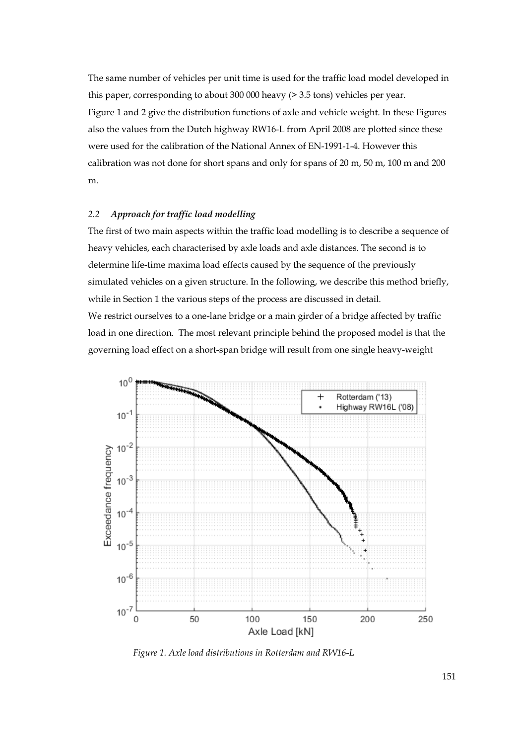The same number of vehicles per unit time is used for the traffic load model developed in this paper, corresponding to about 300 000 heavy (> 3.5 tons) vehicles per year.

Figure 1 and 2 give the distribution functions of axle and vehicle weight. In these Figures also the values from the Dutch highway RW16-L from April 2008 are plotted since these were used for the calibration of the National Annex of EN-1991-1-4. However this calibration was not done for short spans and only for spans of 20 m, 50 m, 100 m and 200 m.

### *2.2 Approach for traffic load modelling*

The first of two main aspects within the traffic load modelling is to describe a sequence of heavy vehicles, each characterised by axle loads and axle distances. The second is to determine life-time maxima load effects caused by the sequence of the previously simulated vehicles on a given structure. In the following, we describe this method briefly, while in Section 1 the various steps of the process are discussed in detail.

We restrict ourselves to a one-lane bridge or a main girder of a bridge affected by traffic load in one direction. The most relevant principle behind the proposed model is that the governing load effect on a short-span bridge will result from one single heavy-weight

*Figure 1. Axle load distributions in Rotterdam and RW16-L*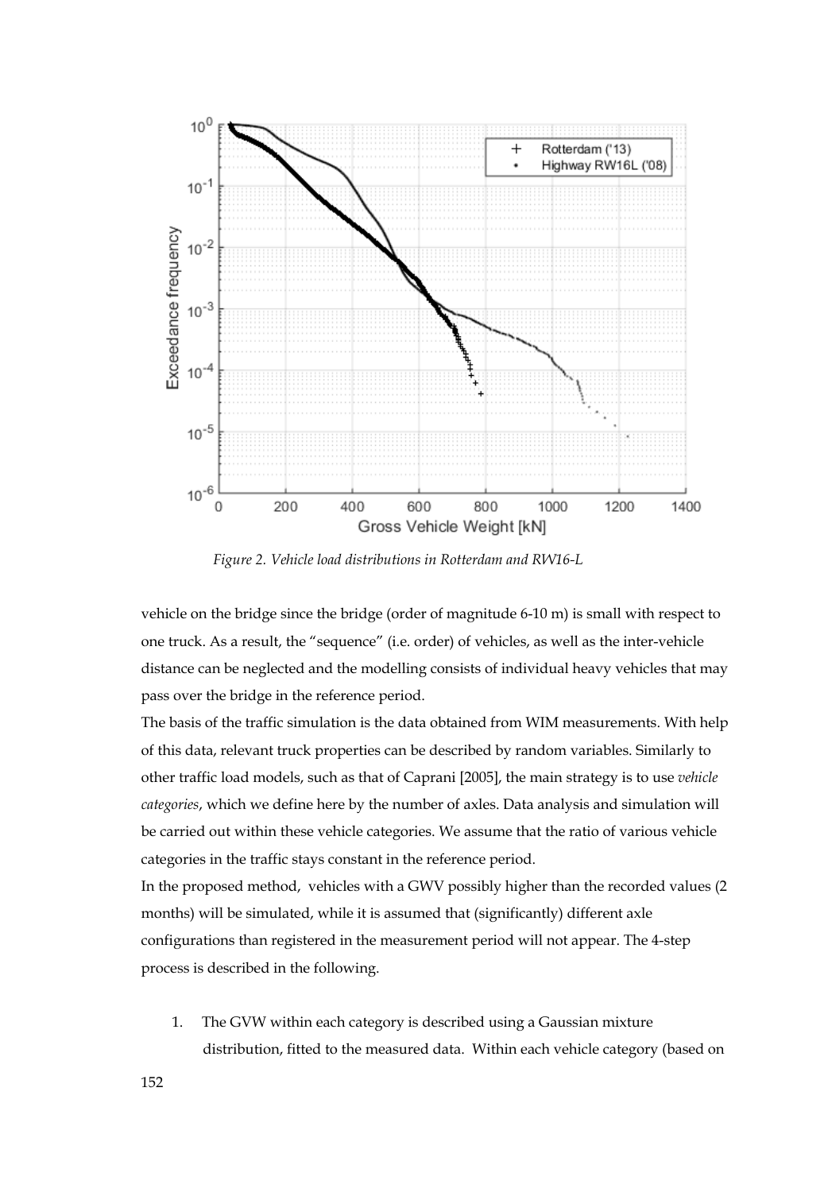*Figure 2. Vehicle load distributions in Rotterdam and RW16-L*

vehicle on the bridge since the bridge (order of magnitude 6-10 m) is small with respect to one truck. As a result, the "sequence" (i.e. order) of vehicles, as well as the inter-vehicle distance can be neglected and the modelling consists of individual heavy vehicles that may pass over the bridge in the reference period.

The basis of the traffic simulation is the data obtained from WIM measurements. With help of this data, relevant truck properties can be described by random variables. Similarly to other traffic load models, such as that of Caprani [2005], the main strategy is to use *vehicle categories*, which we define here by the number of axles. Data analysis and simulation will be carried out within these vehicle categories. We assume that the ratio of various vehicle categories in the traffic stays constant in the reference period.

In the proposed method, vehicles with a GWV possibly higher than the recorded values (2 months) will be simulated, while it is assumed that (significantly) different axle configurations than registered in the measurement period will not appear. The 4-step process is described in the following.

1. The GVW within each category is described using a Gaussian mixture distribution, fitted to the measured data. Within each vehicle category (based on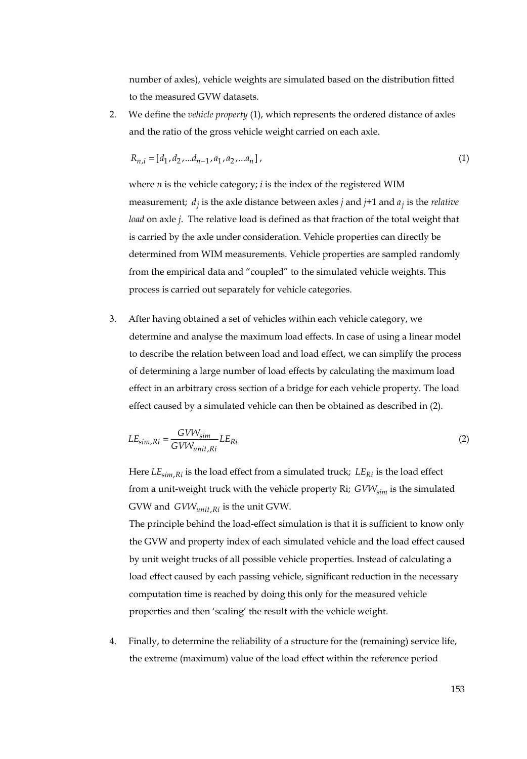number of axles), vehicle weights are simulated based on the distribution fitted to the measured GVW datasets.

2. We define the *vehicle property* (1), which represents the ordered distance of axles and the ratio of the gross vehicle weight carried on each axle.

$$R_{n,i} = [d_1, d_2, ... d_{n-1}, a_1, a_2, ... a_n], \tag{1}$$

where $n$ is the vehicle category; $i$ is the index of the registered WIM measurement; $d_j$ is the axle distance between axles $j$ and $j$+1 and $a_j$ is the *relative load* on axle $j$. The relative load is defined as that fraction of the total weight that is carried by the axle under consideration. Vehicle properties can directly be determined from WIM measurements. Vehicle properties are sampled randomly from the empirical data and "coupled" to the simulated vehicle weights. This process is carried out separately for vehicle categories.

3. After having obtained a set of vehicles within each vehicle category, we determine and analyse the maximum load effects. In case of using a linear model to describe the relation between load and load effect, we can simplify the process of determining a large number of load effects by calculating the maximum load effect in an arbitrary cross section of a bridge for each vehicle property. The load effect caused by a simulated vehicle can then be obtained as described in (2).

$$LE_{sim,Ri} = \frac{GVW_{sim}}{GVW_{unit,Ri}} LE_{Ri} \tag{2}$$

Here $LE_{sim,Ri}$ is the load effect from a simulated truck; $LE_{Ri}$ is the load effect from a unit-weight truck with the vehicle property Ri; $GVW_{sim}$ is the simulated GVW and $GVW_{unit,Ri}$ is the unit GVW.

The principle behind the load-effect simulation is that it is sufficient to know only the GVW and property index of each simulated vehicle and the load effect caused by unit weight trucks of all possible vehicle properties. Instead of calculating a load effect caused by each passing vehicle, significant reduction in the necessary computation time is reached by doing this only for the measured vehicle properties and then 'scaling' the result with the vehicle weight.

4. Finally, to determine the reliability of a structure for the (remaining) service life, the extreme (maximum) value of the load effect within the reference period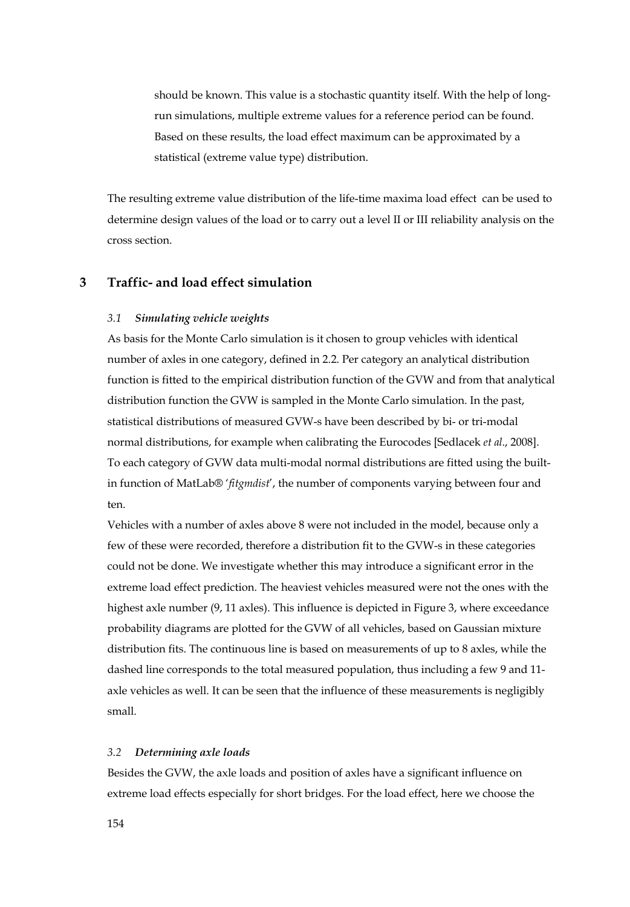should be known. This value is a stochastic quantity itself. With the help of long-run simulations, multiple extreme values for a reference period can be found. Based on these results, the load effect maximum can be approximated by a statistical (extreme value type) distribution.

The resulting extreme value distribution of the life-time maxima load effect can be used to determine design values of the load or to carry out a level II or III reliability analysis on the cross section.

## 3 Traffic- and load effect simulation

### *3.1 Simulating vehicle weights*

As basis for the Monte Carlo simulation is it chosen to group vehicles with identical number of axles in one category, defined in 2.2. Per category an analytical distribution function is fitted to the empirical distribution function of the GVW and from that analytical distribution function the GVW is sampled in the Monte Carlo simulation. In the past, statistical distributions of measured GVW-s have been described by bi- or tri-modal normal distributions, for example when calibrating the Eurocodes [Sedlacek *et al*., 2008]. To each category of GVW data multi-modal normal distributions are fitted using the built-in function of MatLab® '*fitgmdist*', the number of components varying between four and ten.

Vehicles with a number of axles above 8 were not included in the model, because only a few of these were recorded, therefore a distribution fit to the GVW-s in these categories could not be done. We investigate whether this may introduce a significant error in the extreme load effect prediction. The heaviest vehicles measured were not the ones with the highest axle number (9, 11 axles). This influence is depicted in Figure 3, where exceedance probability diagrams are plotted for the GVW of all vehicles, based on Gaussian mixture distribution fits. The continuous line is based on measurements of up to 8 axles, while the dashed line corresponds to the total measured population, thus including a few 9 and 11-axle vehicles as well. It can be seen that the influence of these measurements is negligibly small.

### *3.2 Determining axle loads*

Besides the GVW, the axle loads and position of axles have a significant influence on extreme load effects especially for short bridges. For the load effect, here we choose the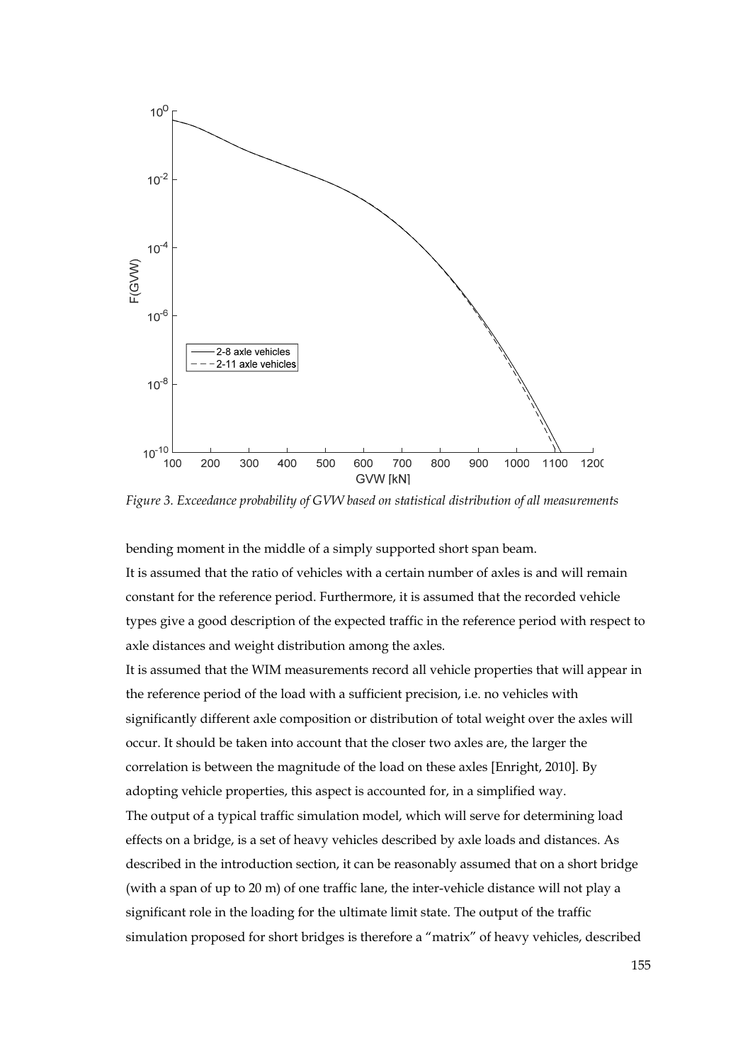*Figure 3. Exceedance probability of GVW based on statistical distribution of all measurements*

bending moment in the middle of a simply supported short span beam.

It is assumed that the ratio of vehicles with a certain number of axles is and will remain constant for the reference period. Furthermore, it is assumed that the recorded vehicle types give a good description of the expected traffic in the reference period with respect to axle distances and weight distribution among the axles.

It is assumed that the WIM measurements record all vehicle properties that will appear in the reference period of the load with a sufficient precision, i.e. no vehicles with significantly different axle composition or distribution of total weight over the axles will occur. It should be taken into account that the closer two axles are, the larger the correlation is between the magnitude of the load on these axles [Enright, 2010]. By adopting vehicle properties, this aspect is accounted for, in a simplified way.

The output of a typical traffic simulation model, which will serve for determining load effects on a bridge, is a set of heavy vehicles described by axle loads and distances. As described in the introduction section, it can be reasonably assumed that on a short bridge (with a span of up to 20 m) of one traffic lane, the inter-vehicle distance will not play a significant role in the loading for the ultimate limit state. The output of the traffic simulation proposed for short bridges is therefore a "matrix" of heavy vehicles, described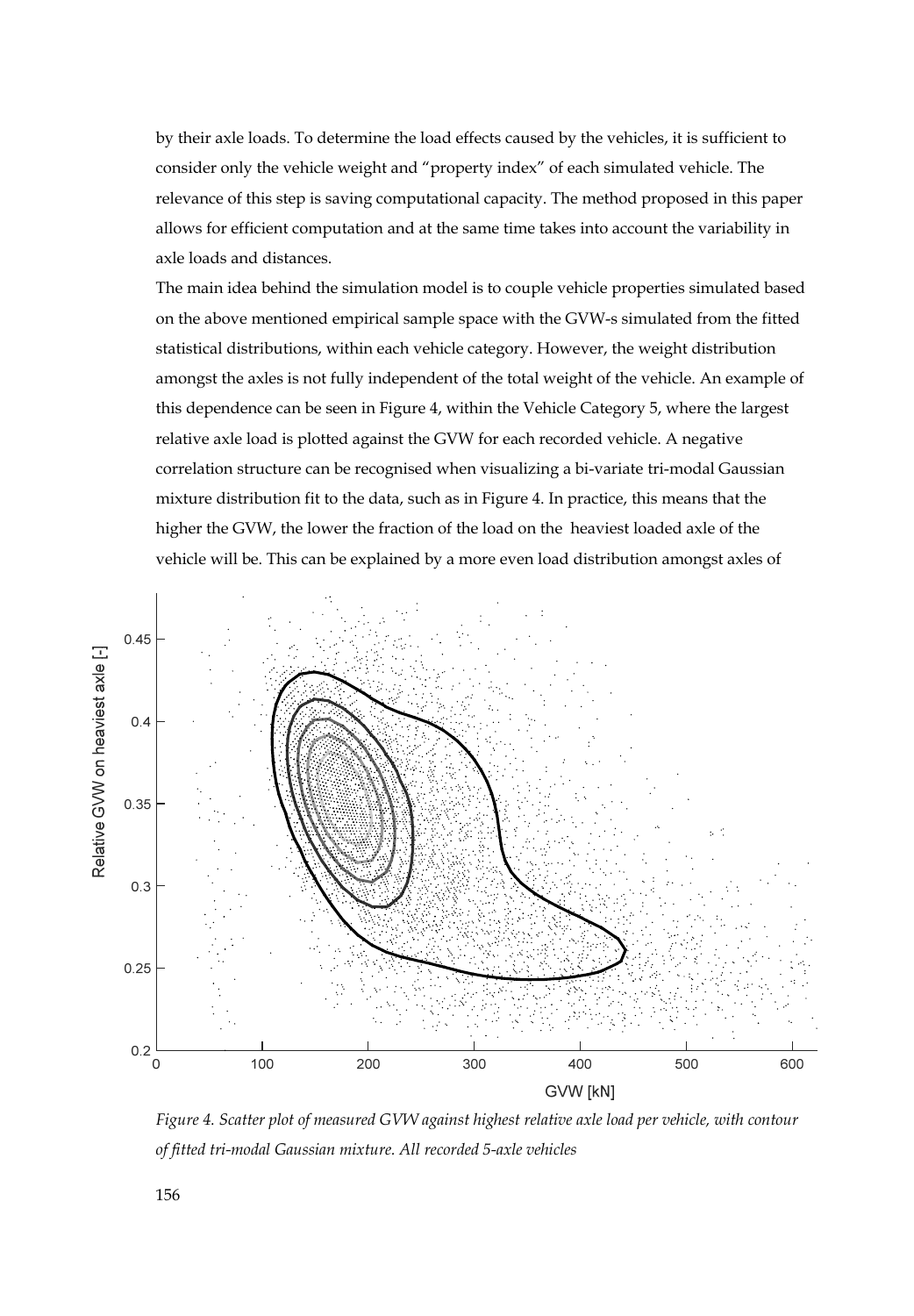by their axle loads. To determine the load effects caused by the vehicles, it is sufficient to consider only the vehicle weight and "property index" of each simulated vehicle. The relevance of this step is saving computational capacity. The method proposed in this paper allows for efficient computation and at the same time takes into account the variability in axle loads and distances.

The main idea behind the simulation model is to couple vehicle properties simulated based on the above mentioned empirical sample space with the GVW-s simulated from the fitted statistical distributions, within each vehicle category. However, the weight distribution amongst the axles is not fully independent of the total weight of the vehicle. An example of this dependence can be seen in Figure 4, within the Vehicle Category 5, where the largest relative axle load is plotted against the GVW for each recorded vehicle. A negative correlation structure can be recognised when visualizing a bi-variate tri-modal Gaussian mixture distribution fit to the data, such as in Figure 4. In practice, this means that the higher the GVW, the lower the fraction of the load on the heaviest loaded axle of the vehicle will be. This can be explained by a more even load distribution amongst axles of

*Figure 4. Scatter plot of measured GVW against highest relative axle load per vehicle, with contour of fitted tri-modal Gaussian mixture. All recorded 5-axle vehicles*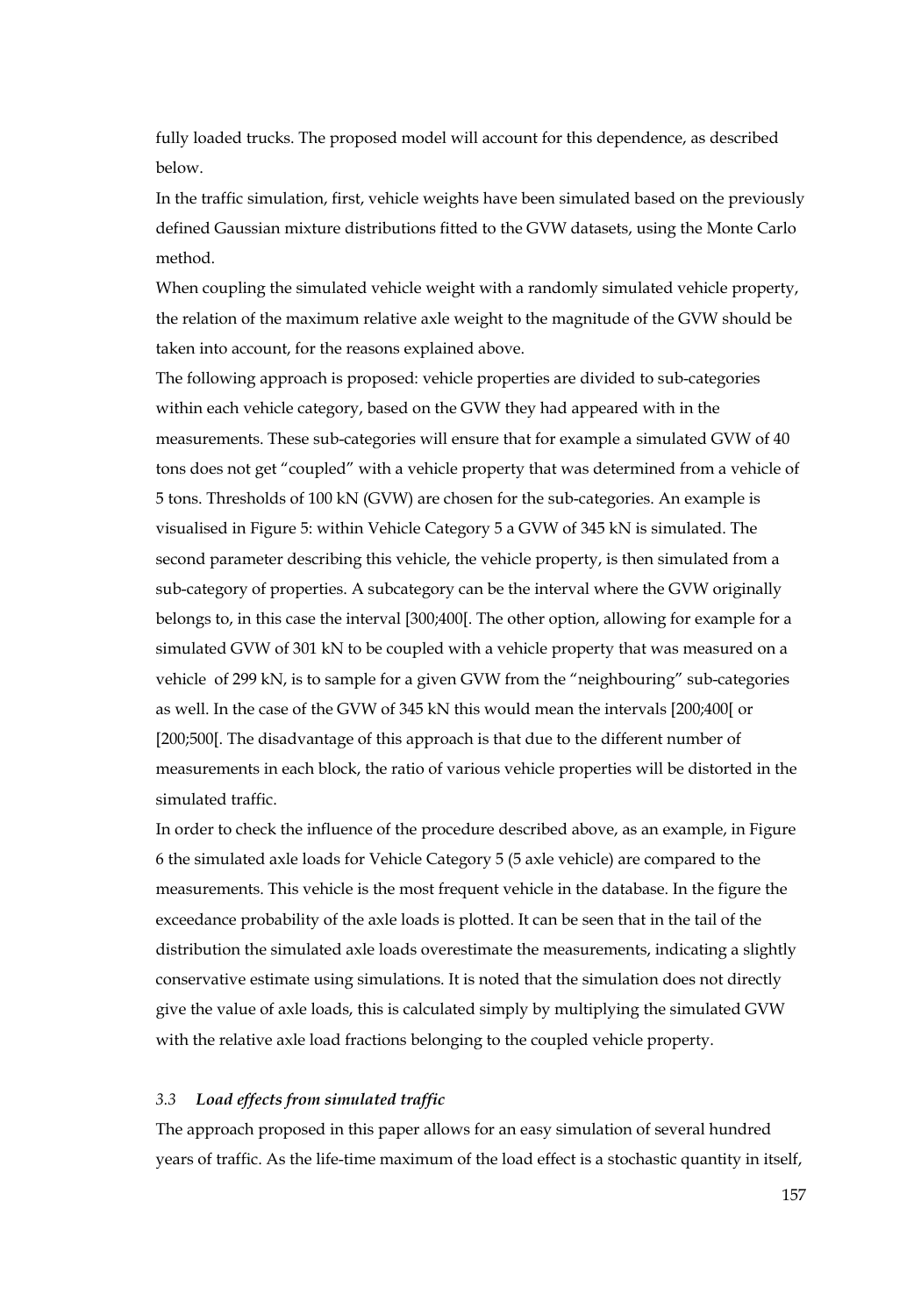fully loaded trucks. The proposed model will account for this dependence, as described below.

In the traffic simulation, first, vehicle weights have been simulated based on the previously defined Gaussian mixture distributions fitted to the GVW datasets, using the Monte Carlo method.

When coupling the simulated vehicle weight with a randomly simulated vehicle property, the relation of the maximum relative axle weight to the magnitude of the GVW should be taken into account, for the reasons explained above.

The following approach is proposed: vehicle properties are divided to sub-categories within each vehicle category, based on the GVW they had appeared with in the measurements. These sub-categories will ensure that for example a simulated GVW of 40 tons does not get "coupled" with a vehicle property that was determined from a vehicle of 5 tons. Thresholds of 100 kN (GVW) are chosen for the sub-categories. An example is visualised in Figure 5: within Vehicle Category 5 a GVW of 345 kN is simulated. The second parameter describing this vehicle, the vehicle property, is then simulated from a sub-category of properties. A subcategory can be the interval where the GVW originally belongs to, in this case the interval [300;400[. The other option, allowing for example for a simulated GVW of 301 kN to be coupled with a vehicle property that was measured on a vehicle of 299 kN, is to sample for a given GVW from the "neighbouring" sub-categories as well. In the case of the GVW of 345 kN this would mean the intervals [200;400[ or [200;500[. The disadvantage of this approach is that due to the different number of measurements in each block, the ratio of various vehicle properties will be distorted in the simulated traffic.

In order to check the influence of the procedure described above, as an example, in Figure 6 the simulated axle loads for Vehicle Category 5 (5 axle vehicle) are compared to the measurements. This vehicle is the most frequent vehicle in the database. In the figure the exceedance probability of the axle loads is plotted. It can be seen that in the tail of the distribution the simulated axle loads overestimate the measurements, indicating a slightly conservative estimate using simulations. It is noted that the simulation does not directly give the value of axle loads, this is calculated simply by multiplying the simulated GVW with the relative axle load fractions belonging to the coupled vehicle property.

### *3.3 Load effects from simulated traffic*

The approach proposed in this paper allows for an easy simulation of several hundred years of traffic. As the life-time maximum of the load effect is a stochastic quantity in itself,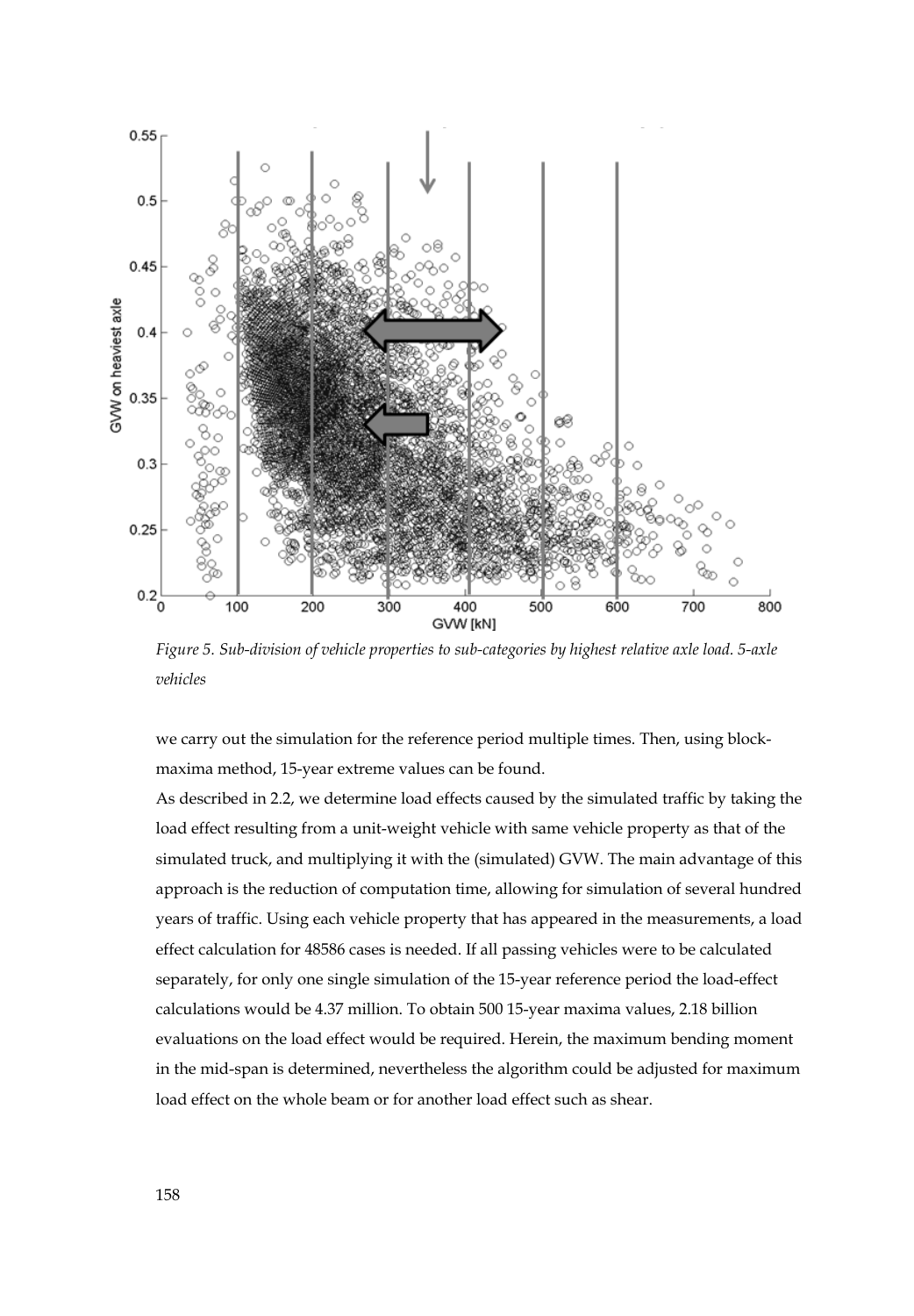*Figure 5. Sub-division of vehicle properties to sub-categories by highest relative axle load. 5-axle vehicles*

we carry out the simulation for the reference period multiple times. Then, using block-maxima method, 15-year extreme values can be found.

As described in 2.2, we determine load effects caused by the simulated traffic by taking the load effect resulting from a unit-weight vehicle with same vehicle property as that of the simulated truck, and multiplying it with the (simulated) GVW. The main advantage of this approach is the reduction of computation time, allowing for simulation of several hundred years of traffic. Using each vehicle property that has appeared in the measurements, a load effect calculation for 48586 cases is needed. If all passing vehicles were to be calculated separately, for only one single simulation of the 15-year reference period the load-effect calculations would be 4.37 million. To obtain 500 15-year maxima values, 2.18 billion evaluations on the load effect would be required. Herein, the maximum bending moment in the mid-span is determined, nevertheless the algorithm could be adjusted for maximum load effect on the whole beam or for another load effect such as shear.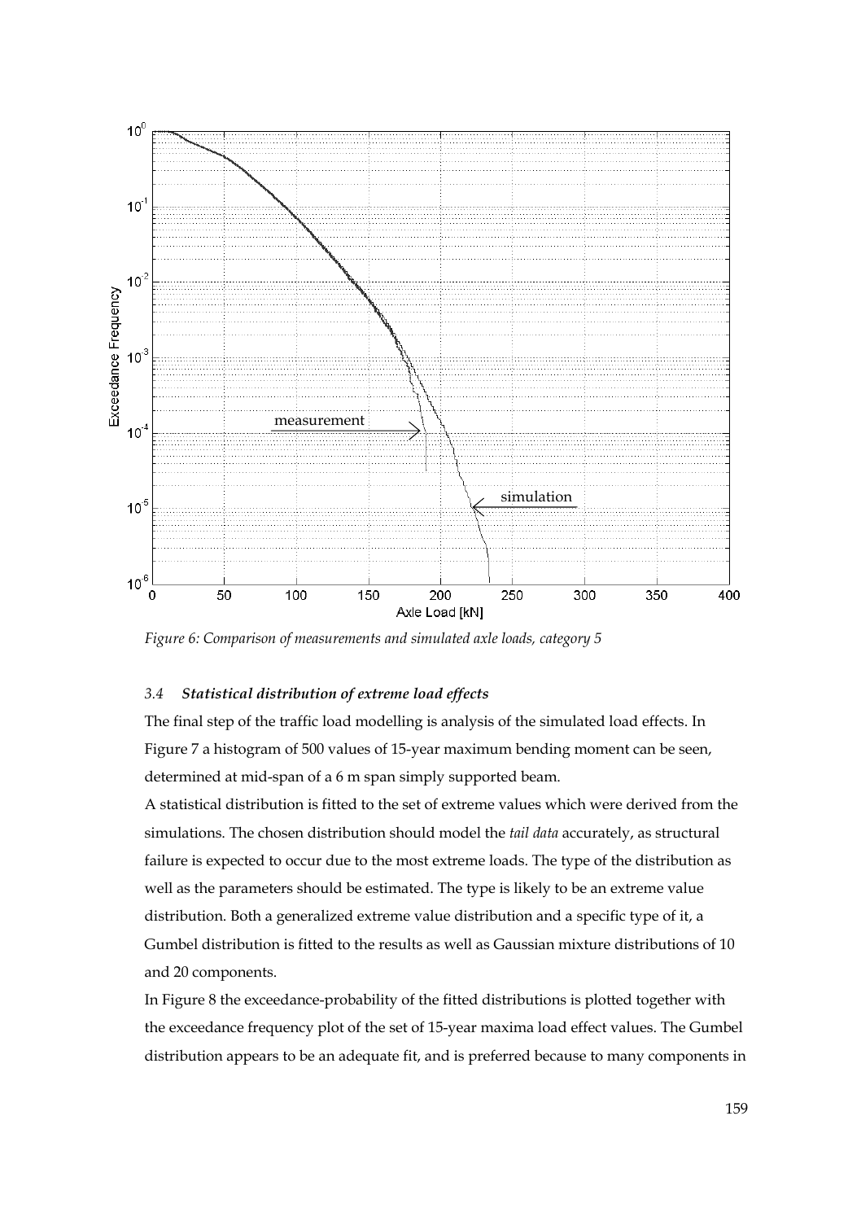*Figure 6: Comparison of measurements and simulated axle loads, category 5*

### 3.4 *Statistical distribution of extreme load effects*

The final step of the traffic load modelling is analysis of the simulated load effects. In Figure 7 a histogram of 500 values of 15-year maximum bending moment can be seen, determined at mid-span of a 6 m span simply supported beam.

A statistical distribution is fitted to the set of extreme values which were derived from the simulations. The chosen distribution should model the *tail data* accurately, as structural failure is expected to occur due to the most extreme loads. The type of the distribution as well as the parameters should be estimated. The type is likely to be an extreme value distribution. Both a generalized extreme value distribution and a specific type of it, a Gumbel distribution is fitted to the results as well as Gaussian mixture distributions of 10 and 20 components.

In Figure 8 the exceedance-probability of the fitted distributions is plotted together with the exceedance frequency plot of the set of 15-year maxima load effect values. The Gumbel distribution appears to be an adequate fit, and is preferred because to many components in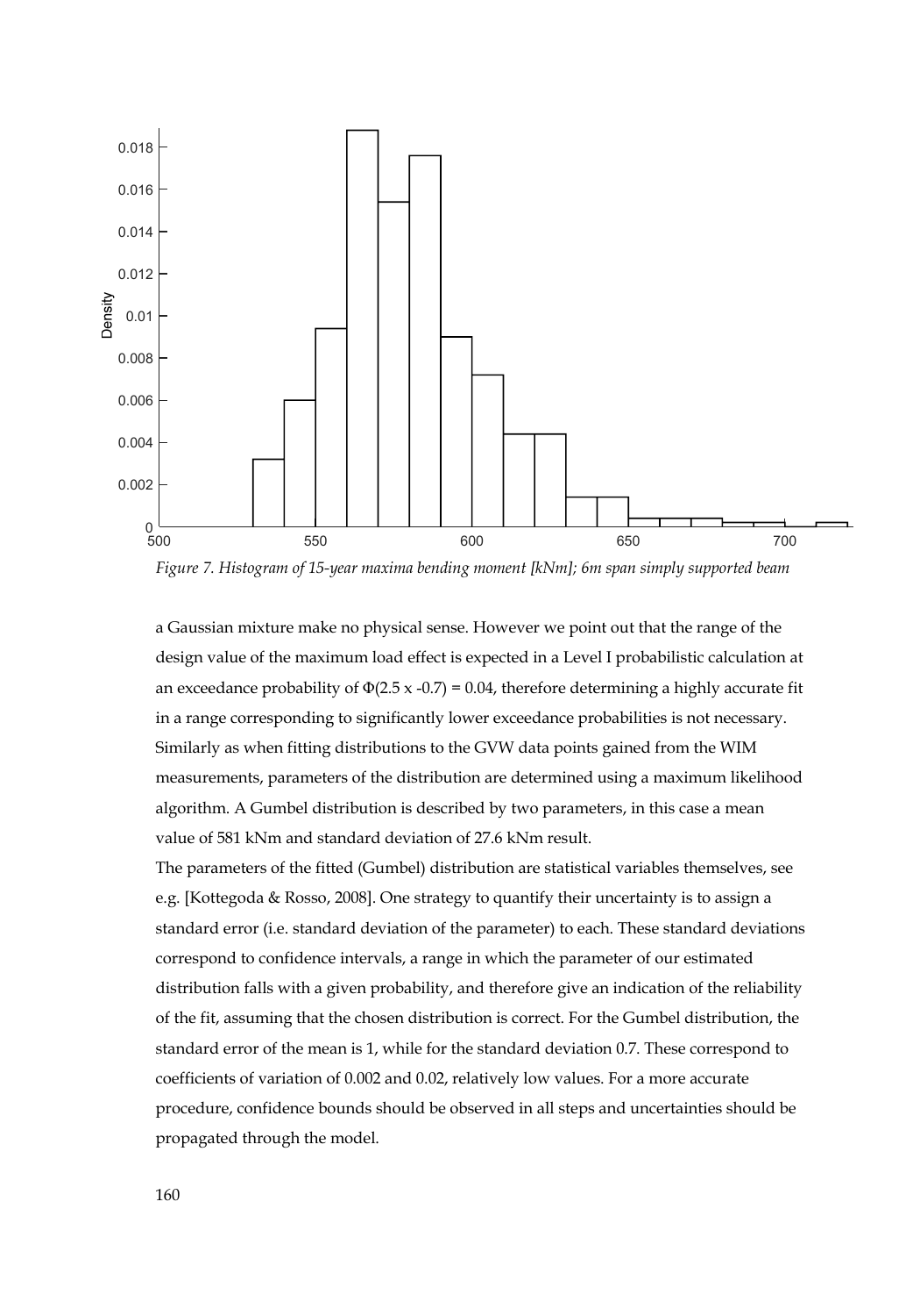*Figure 7. Histogram of 15-year maxima bending moment [kNm]; 6m span simply supported beam*

a Gaussian mixture make no physical sense. However we point out that the range of the design value of the maximum load effect is expected in a Level I probabilistic calculation at an exceedance probability of $\Phi(2.5 \times -0.7) = 0.04$, therefore determining a highly accurate fit in a range corresponding to significantly lower exceedance probabilities is not necessary. Similarly as when fitting distributions to the GVW data points gained from the WIM measurements, parameters of the distribution are determined using a maximum likelihood algorithm. A Gumbel distribution is described by two parameters, in this case a mean value of 581 kNm and standard deviation of 27.6 kNm result.

The parameters of the fitted (Gumbel) distribution are statistical variables themselves, see e.g. [Kottegoda & Rosso, 2008]. One strategy to quantify their uncertainty is to assign a standard error (i.e. standard deviation of the parameter) to each. These standard deviations correspond to confidence intervals, a range in which the parameter of our estimated distribution falls with a given probability, and therefore give an indication of the reliability of the fit, assuming that the chosen distribution is correct. For the Gumbel distribution, the standard error of the mean is 1, while for the standard deviation 0.7. These correspond to coefficients of variation of 0.002 and 0.02, relatively low values. For a more accurate procedure, confidence bounds should be observed in all steps and uncertainties should be propagated through the model.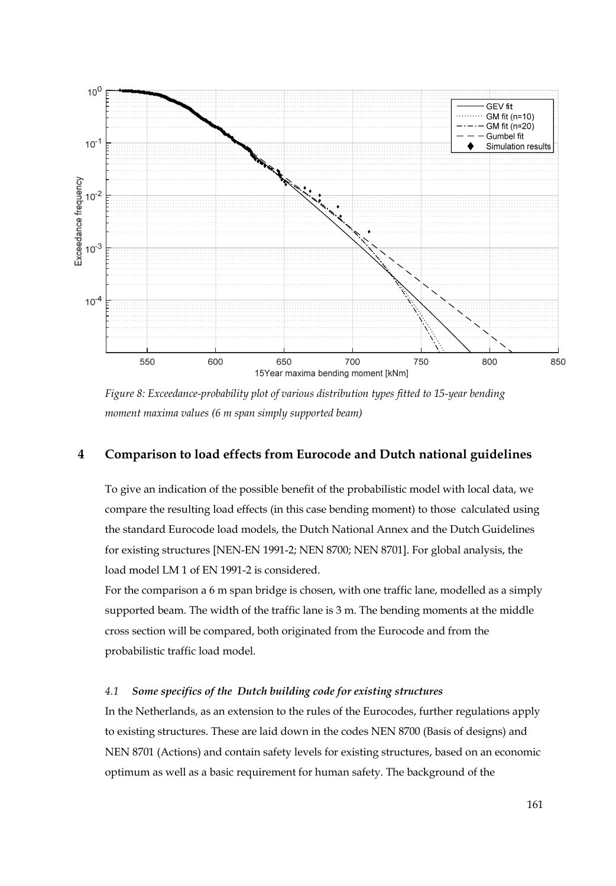*Figure 8: Exceedance-probability plot of various distribution types fitted to 15-year bending moment maxima values (6 m span simply supported beam)*

## 4 Comparison to load effects from Eurocode and Dutch national guidelines

To give an indication of the possible benefit of the probabilistic model with local data, we compare the resulting load effects (in this case bending moment) to those calculated using the standard Eurocode load models, the Dutch National Annex and the Dutch Guidelines for existing structures [NEN-EN 1991-2; NEN 8700; NEN 8701]. For global analysis, the load model LM 1 of EN 1991-2 is considered.

For the comparison a 6 m span bridge is chosen, with one traffic lane, modelled as a simply supported beam. The width of the traffic lane is 3 m. The bending moments at the middle cross section will be compared, both originated from the Eurocode and from the probabilistic traffic load model.

### *4.1 Some specifics of the Dutch building code for existing structures*

In the Netherlands, as an extension to the rules of the Eurocodes, further regulations apply to existing structures. These are laid down in the codes NEN 8700 (Basis of designs) and NEN 8701 (Actions) and contain safety levels for existing structures, based on an economic optimum as well as a basic requirement for human safety. The background of the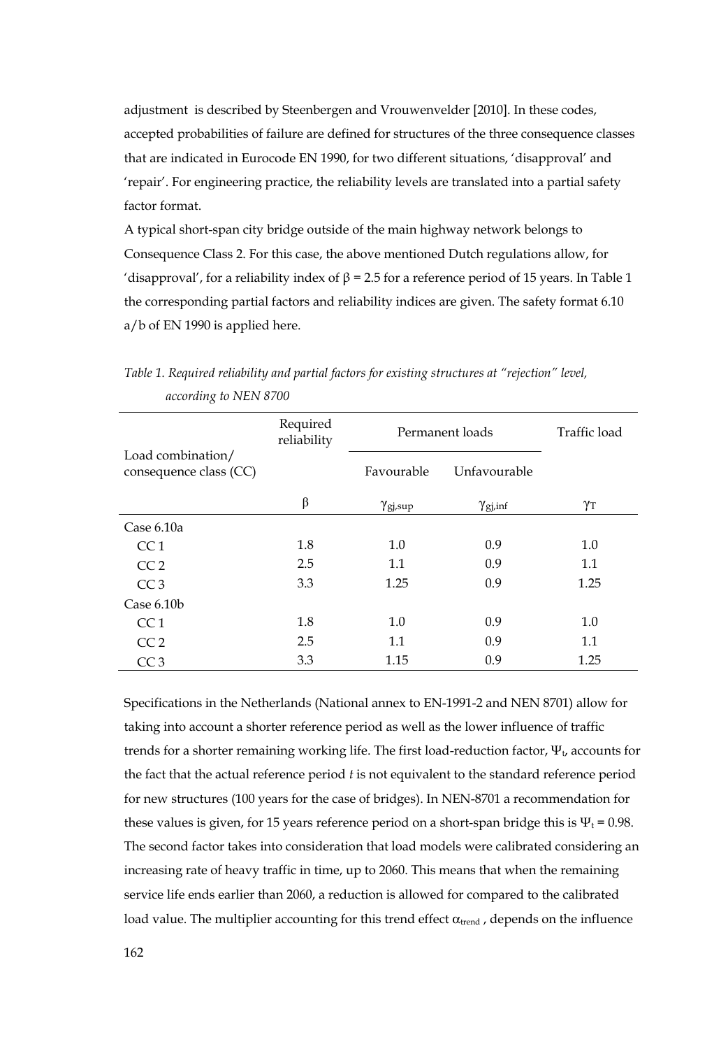adjustment is described by Steenbergen and Vrouwenvelder [2010]. In these codes, accepted probabilities of failure are defined for structures of the three consequence classes that are indicated in Eurocode EN 1990, for two different situations, 'disapproval' and 'repair'. For engineering practice, the reliability levels are translated into a partial safety factor format.

A typical short-span city bridge outside of the main highway network belongs to Consequence Class 2. For this case, the above mentioned Dutch regulations allow, for 'disapproval', for a reliability index of $\beta = 2.5$ for a reference period of 15 years. In Table 1 the corresponding partial factors and reliability indices are given. The safety format 6.10 a/b of EN 1990 is applied here.

*Table 1. Required reliability and partial factors for existing structures at "rejection" level, according to NEN 8700*

| Load combination/ consequence class (CC) | Required reliability | Permanent loads | | Traffic load |
|---|---|---|---|---|
| | | Favourable | Unfavourable | |
| | $\beta$ | $\gamma_{gj,sup}$ | $\gamma_{gj,inf}$ | $\gamma_T$ |
| Case 6.10a | | | | |
| CC 1 | 1.8 | 1.0 | 0.9 | 1.0 |
| CC 2 | 2.5 | 1.1 | 0.9 | 1.1 |
| CC 3 | 3.3 | 1.25 | 0.9 | 1.25 |
| Case 6.10b | | | | |
| CC 1 | 1.8 | 1.0 | 0.9 | 1.0 |
| CC 2 | 2.5 | 1.1 | 0.9 | 1.1 |
| CC 3 | 3.3 | 1.15 | 0.9 | 1.25 |

Specifications in the Netherlands (National annex to EN-1991-2 and NEN 8701) allow for taking into account a shorter reference period as well as the lower influence of traffic trends for a shorter remaining working life. The first load-reduction factor, $\Psi_t$, accounts for the fact that the actual reference period $t$ is not equivalent to the standard reference period for new structures (100 years for the case of bridges). In NEN-8701 a recommendation for these values is given, for 15 years reference period on a short-span bridge this is $\Psi_t = 0.98$. The second factor takes into consideration that load models were calibrated considering an increasing rate of heavy traffic in time, up to 2060. This means that when the remaining service life ends earlier than 2060, a reduction is allowed for compared to the calibrated load value. The multiplier accounting for this trend effect $\alpha_{trend}$, depends on the influence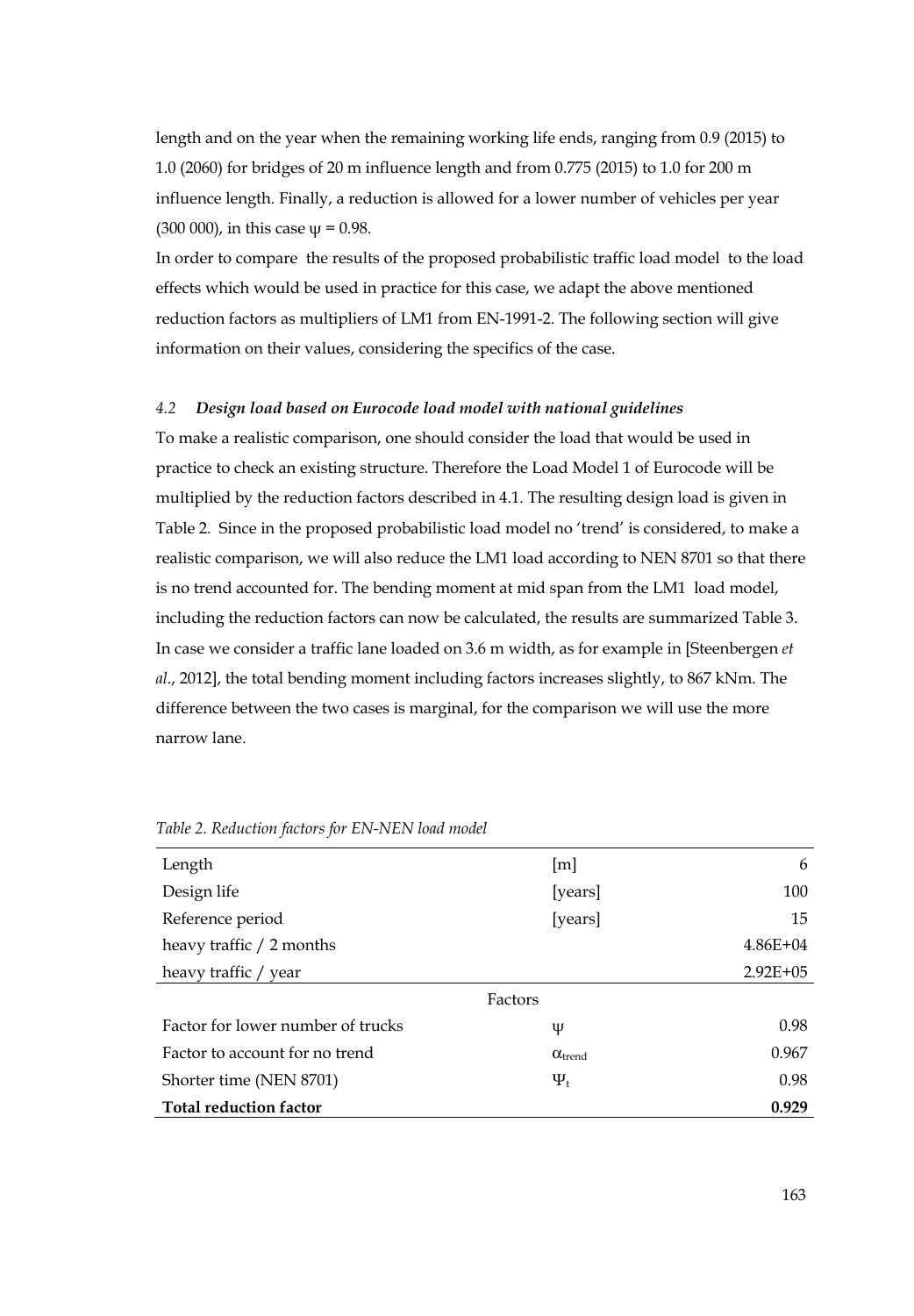length and on the year when the remaining working life ends, ranging from 0.9 (2015) to 1.0 (2060) for bridges of 20 m influence length and from 0.775 (2015) to 1.0 for 200 m influence length. Finally, a reduction is allowed for a lower number of vehicles per year (300 000), in this case $\psi = 0.98$.

In order to compare the results of the proposed probabilistic traffic load model to the load effects which would be used in practice for this case, we adapt the above mentioned reduction factors as multipliers of LM1 from EN-1991-2. The following section will give information on their values, considering the specifics of the case.

### *4.2 Design load based on Eurocode load model with national guidelines*

To make a realistic comparison, one should consider the load that would be used in practice to check an existing structure. Therefore the Load Model 1 of Eurocode will be multiplied by the reduction factors described in 4.1. The resulting design load is given in Table 2. Since in the proposed probabilistic load model no 'trend' is considered, to make a realistic comparison, we will also reduce the LM1 load according to NEN 8701 so that there is no trend accounted for. The bending moment at mid span from the LM1 load model, including the reduction factors can now be calculated, the results are summarized Table 3. In case we consider a traffic lane loaded on 3.6 m width, as for example in [Steenbergen *et al.*, 2012], the total bending moment including factors increases slightly, to 867 kNm. The difference between the two cases is marginal, for the comparison we will use the more narrow lane.

*Table 2. Reduction factors for EN-NEN load model*

| | | |
|---|---|---|
| Length | [m] | 6 |
| Design life | [years] | 100 |
| Reference period | [years] | 15 |
| heavy traffic / 2 months | | 4.86E+04 |
| heavy traffic / year | | 2.92E+05 |
| | Factors | |
| Factor for lower number of trucks | $\psi$ | 0.98 |
| Factor to account for no trend | $\alpha_{trend}$ | 0.967 |
| Shorter time (NEN 8701) | $\Psi_t$ | 0.98 |
| **Total reduction factor** | | **0.929** |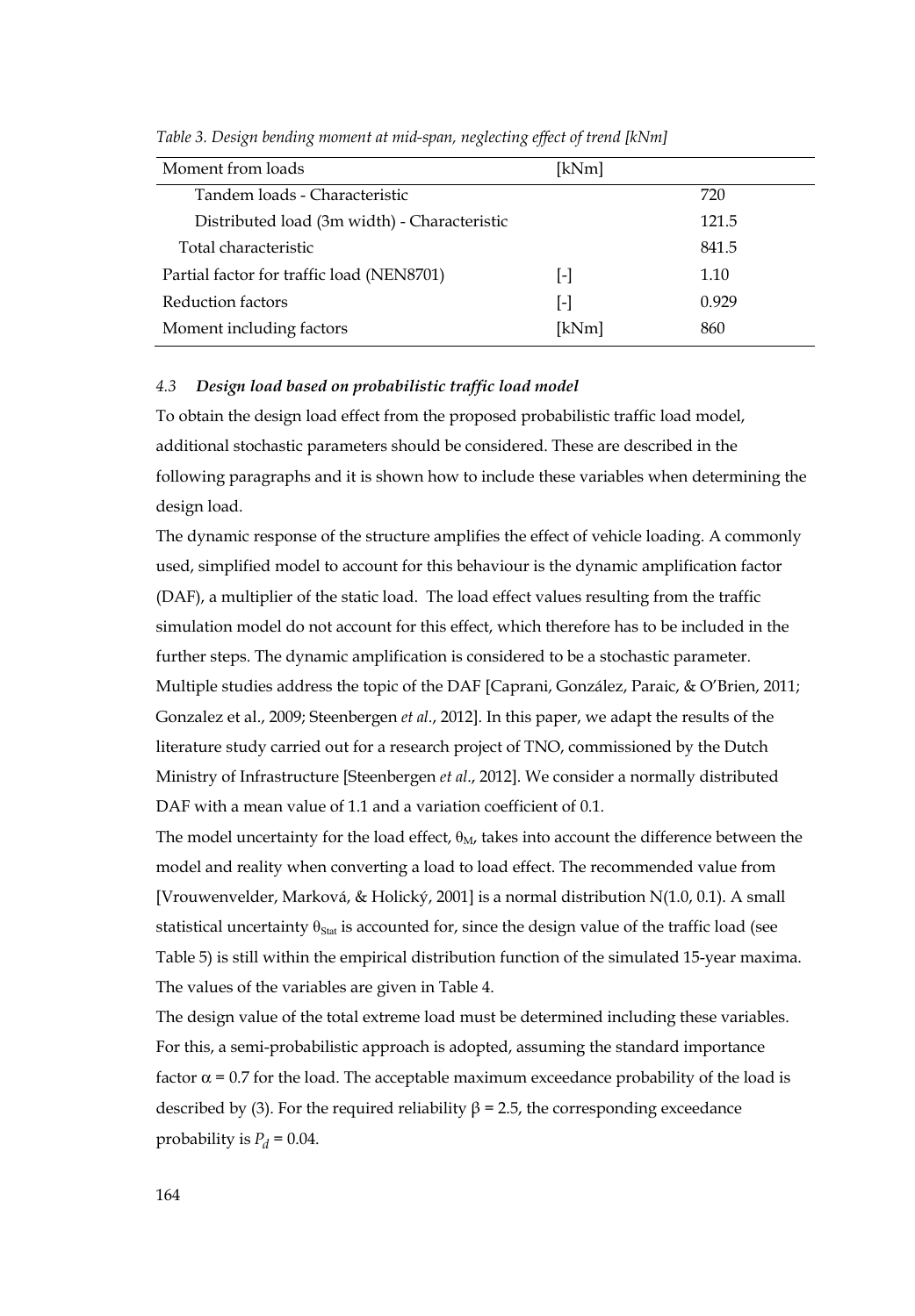*Table 3. Design bending moment at mid-span, neglecting effect of trend [kNm]*

| Moment from loads | [kNm] | |
|---|---|---|
| Tandem loads - Characteristic | | 720 |
| Distributed load (3m width) - Characteristic | | 121.5 |
| Total characteristic | | 841.5 |
| Partial factor for traffic load (NEN8701) | [-] | 1.10 |
| Reduction factors | [-] | 0.929 |
| Moment including factors | [kNm] | 860 |

### 4.3 *Design load based on probabilistic traffic load model*

To obtain the design load effect from the proposed probabilistic traffic load model, additional stochastic parameters should be considered. These are described in the following paragraphs and it is shown how to include these variables when determining the design load.

The dynamic response of the structure amplifies the effect of vehicle loading. A commonly used, simplified model to account for this behaviour is the dynamic amplification factor (DAF), a multiplier of the static load. The load effect values resulting from the traffic simulation model do not account for this effect, which therefore has to be included in the further steps. The dynamic amplification is considered to be a stochastic parameter. Multiple studies address the topic of the DAF [Caprani, González, Paraic, & O'Brien, 2011; Gonzalez et al., 2009; Steenbergen *et al.*, 2012]. In this paper, we adapt the results of the literature study carried out for a research project of TNO, commissioned by the Dutch Ministry of Infrastructure [Steenbergen *et al.*, 2012]. We consider a normally distributed DAF with a mean value of 1.1 and a variation coefficient of 0.1.

The model uncertainty for the load effect, $\theta_M$, takes into account the difference between the model and reality when converting a load to load effect. The recommended value from [Vrouwenvelder, Marková, & Holický, 2001] is a normal distribution N(1.0, 0.1). A small statistical uncertainty $\theta_{Stat}$ is accounted for, since the design value of the traffic load (see Table 5) is still within the empirical distribution function of the simulated 15-year maxima. The values of the variables are given in Table 4.

The design value of the total extreme load must be determined including these variables. For this, a semi-probabilistic approach is adopted, assuming the standard importance factor $\alpha = 0.7$ for the load. The acceptable maximum exceedance probability of the load is described by (3). For the required reliability $\beta = 2.5$, the corresponding exceedance probability is $P_d = 0.04$.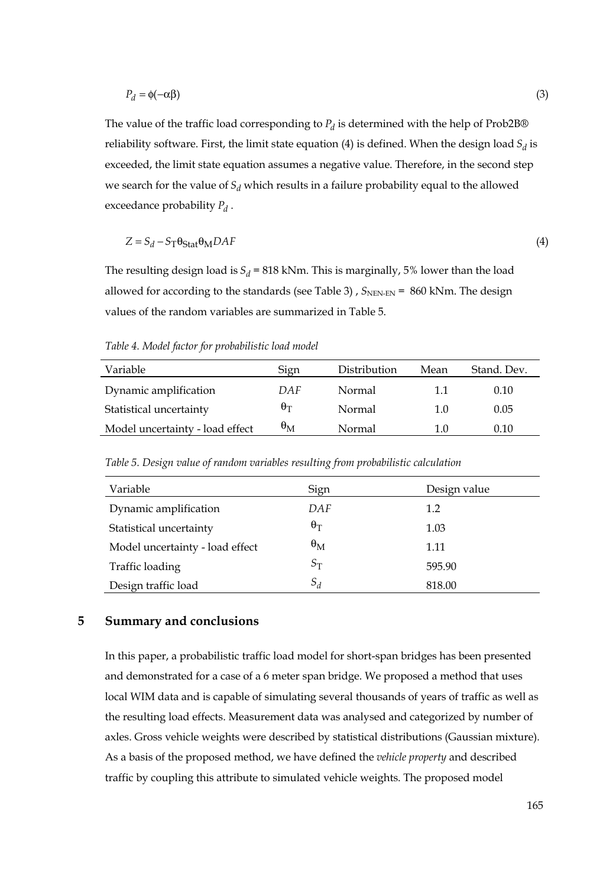$$P_d = \phi(-\alpha\beta) \tag{3}$$

The value of the traffic load corresponding to $P_d$ is determined with the help of Prob2B® reliability software. First, the limit state equation (4) is defined. When the design load $S_d$ is exceeded, the limit state equation assumes a negative value. Therefore, in the second step we search for the value of $S_d$ which results in a failure probability equal to the allowed exceedance probability $P_d$ .

$$Z = S_d - S_T \theta_{Stat} \theta_M DAF \tag{4}$$

The resulting design load is $S_d$ = 818 kNm. This is marginally, 5% lower than the load allowed for according to the standards (see Table 3) , $S_{NEN\text{-}EN}$ = 860 kNm. The design values of the random variables are summarized in Table 5.

*Table 4. Model factor for probabilistic load model*

| Variable | Sign | Distribution | Mean | Stand. Dev. |
|---|---|---|---|---|
| Dynamic amplification | $DAF$ | Normal | 1.1 | 0.10 |
| Statistical uncertainty | $\theta_T$ | Normal | 1.0 | 0.05 |
| Model uncertainty - load effect | $\theta_M$ | Normal | 1.0 | 0.10 |

*Table 5. Design value of random variables resulting from probabilistic calculation*

| Variable | Sign | Design value |
|---|---|---|
| Dynamic amplification | $DAF$ | 1.2 |
| Statistical uncertainty | $\theta_T$ | 1.03 |
| Model uncertainty - load effect | $\theta_M$ | 1.11 |
| Traffic loading | $S_T$ | 595.90 |
| Design traffic load | $S_d$ | 818.00 |

## 5 Summary and conclusions

In this paper, a probabilistic traffic load model for short-span bridges has been presented and demonstrated for a case of a 6 meter span bridge. We proposed a method that uses local WIM data and is capable of simulating several thousands of years of traffic as well as the resulting load effects. Measurement data was analysed and categorized by number of axles. Gross vehicle weights were described by statistical distributions (Gaussian mixture). As a basis of the proposed method, we have defined the *vehicle property* and described traffic by coupling this attribute to simulated vehicle weights. The proposed model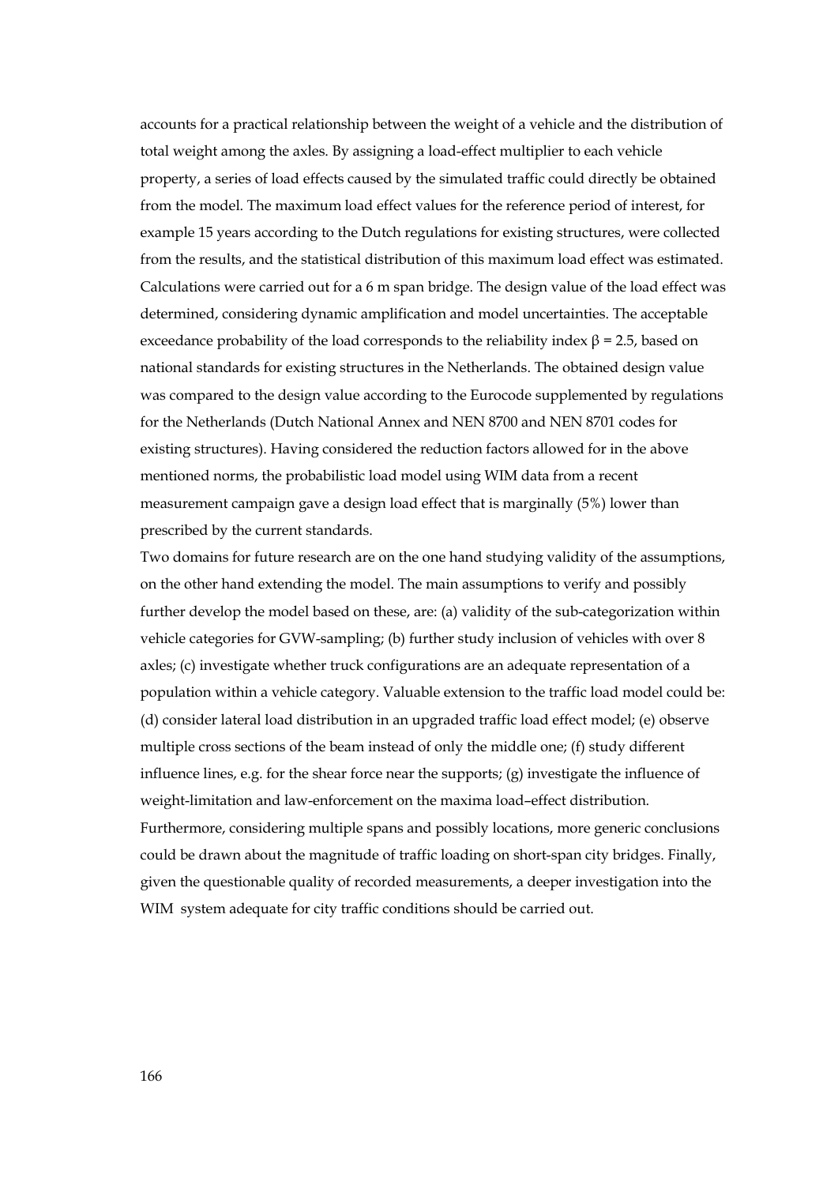accounts for a practical relationship between the weight of a vehicle and the distribution of total weight among the axles. By assigning a load-effect multiplier to each vehicle property, a series of load effects caused by the simulated traffic could directly be obtained from the model. The maximum load effect values for the reference period of interest, for example 15 years according to the Dutch regulations for existing structures, were collected from the results, and the statistical distribution of this maximum load effect was estimated. Calculations were carried out for a 6 m span bridge. The design value of the load effect was determined, considering dynamic amplification and model uncertainties. The acceptable exceedance probability of the load corresponds to the reliability index $\beta = 2.5$, based on national standards for existing structures in the Netherlands. The obtained design value was compared to the design value according to the Eurocode supplemented by regulations for the Netherlands (Dutch National Annex and NEN 8700 and NEN 8701 codes for existing structures). Having considered the reduction factors allowed for in the above mentioned norms, the probabilistic load model using WIM data from a recent measurement campaign gave a design load effect that is marginally (5%) lower than prescribed by the current standards.

Two domains for future research are on the one hand studying validity of the assumptions, on the other hand extending the model. The main assumptions to verify and possibly further develop the model based on these, are: (a) validity of the sub-categorization within vehicle categories for GVW-sampling; (b) further study inclusion of vehicles with over 8 axles; (c) investigate whether truck configurations are an adequate representation of a population within a vehicle category. Valuable extension to the traffic load model could be: (d) consider lateral load distribution in an upgraded traffic load effect model; (e) observe multiple cross sections of the beam instead of only the middle one; (f) study different influence lines, e.g. for the shear force near the supports; (g) investigate the influence of weight-limitation and law-enforcement on the maxima load–effect distribution. Furthermore, considering multiple spans and possibly locations, more generic conclusions could be drawn about the magnitude of traffic loading on short-span city bridges. Finally, given the questionable quality of recorded measurements, a deeper investigation into the WIM system adequate for city traffic conditions should be carried out.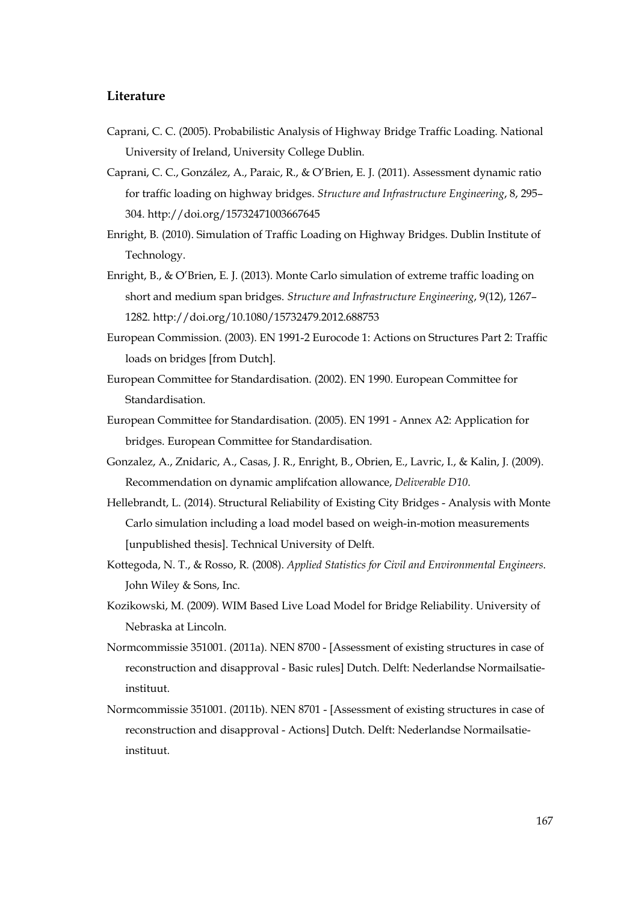## Literature

Caprani, C. C. (2005). Probabilistic Analysis of Highway Bridge Traffic Loading. National University of Ireland, University College Dublin.

Caprani, C. C., González, A., Paraic, R., & O'Brien, E. J. (2011). Assessment dynamic ratio for traffic loading on highway bridges. *Structure and Infrastructure Engineering*, 8, 295–304. http://doi.org/15732471003667645

Enright, B. (2010). Simulation of Traffic Loading on Highway Bridges. Dublin Institute of Technology.

Enright, B., & O'Brien, E. J. (2013). Monte Carlo simulation of extreme traffic loading on short and medium span bridges. *Structure and Infrastructure Engineering*, 9(12), 1267–1282. http://doi.org/10.1080/15732479.2012.688753

European Commission. (2003). EN 1991-2 Eurocode 1: Actions on Structures Part 2: Traffic loads on bridges [from Dutch].

European Committee for Standardisation. (2002). EN 1990. European Committee for Standardisation.

European Committee for Standardisation. (2005). EN 1991 - Annex A2: Application for bridges. European Committee for Standardisation.

Gonzalez, A., Znidaric, A., Casas, J. R., Enright, B., Obrien, E., Lavric, I., & Kalin, J. (2009). Recommendation on dynamic amplifcation allowance, *Deliverable D10*.

Hellebrandt, L. (2014). Structural Reliability of Existing City Bridges - Analysis with Monte Carlo simulation including a load model based on weigh-in-motion measurements [unpublished thesis]. Technical University of Delft.

Kottegoda, N. T., & Rosso, R. (2008). *Applied Statistics for Civil and Environmental Engineers*. John Wiley & Sons, Inc.

Kozikowski, M. (2009). WIM Based Live Load Model for Bridge Reliability. University of Nebraska at Lincoln.

Normcommissie 351001. (2011a). NEN 8700 - [Assessment of existing structures in case of reconstruction and disapproval - Basic rules] Dutch. Delft: Nederlandse Normailsatie-instituut.

Normcommissie 351001. (2011b). NEN 8701 - [Assessment of existing structures in case of reconstruction and disapproval - Actions] Dutch. Delft: Nederlandse Normailsatie-instituut.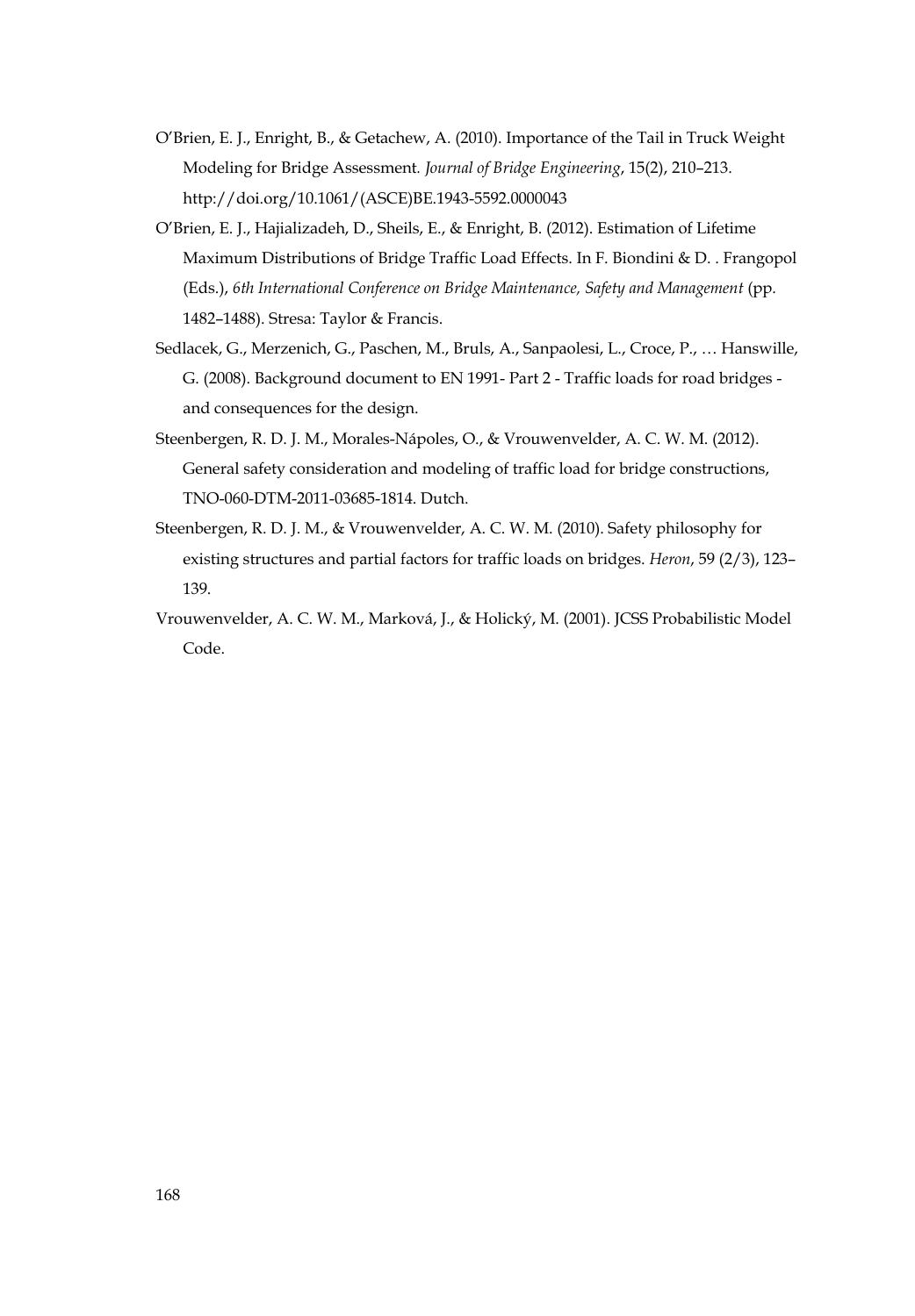O'Brien, E. J., Enright, B., & Getachew, A. (2010). Importance of the Tail in Truck Weight Modeling for Bridge Assessment. *Journal of Bridge Engineering*, 15(2), 210–213. http://doi.org/10.1061/(ASCE)BE.1943-5592.0000043

O'Brien, E. J., Hajializadeh, D., Sheils, E., & Enright, B. (2012). Estimation of Lifetime Maximum Distributions of Bridge Traffic Load Effects. In F. Biondini & D. . Frangopol (Eds.), *6th International Conference on Bridge Maintenance, Safety and Management* (pp. 1482–1488). Stresa: Taylor & Francis.

Sedlacek, G., Merzenich, G., Paschen, M., Bruls, A., Sanpaolesi, L., Croce, P., … Hanswille, G. (2008). Background document to EN 1991- Part 2 - Traffic loads for road bridges - and consequences for the design.

Steenbergen, R. D. J. M., Morales-Nápoles, O., & Vrouwenvelder, A. C. W. M. (2012). General safety consideration and modeling of traffic load for bridge constructions, TNO-060-DTM-2011-03685-1814. Dutch.

Steenbergen, R. D. J. M., & Vrouwenvelder, A. C. W. M. (2010). Safety philosophy for existing structures and partial factors for traffic loads on bridges. *Heron*, 59 (2/3), 123–139.

Vrouwenvelder, A. C. W. M., Marková, J., & Holický, M. (2001). JCSS Probabilistic Model Code.